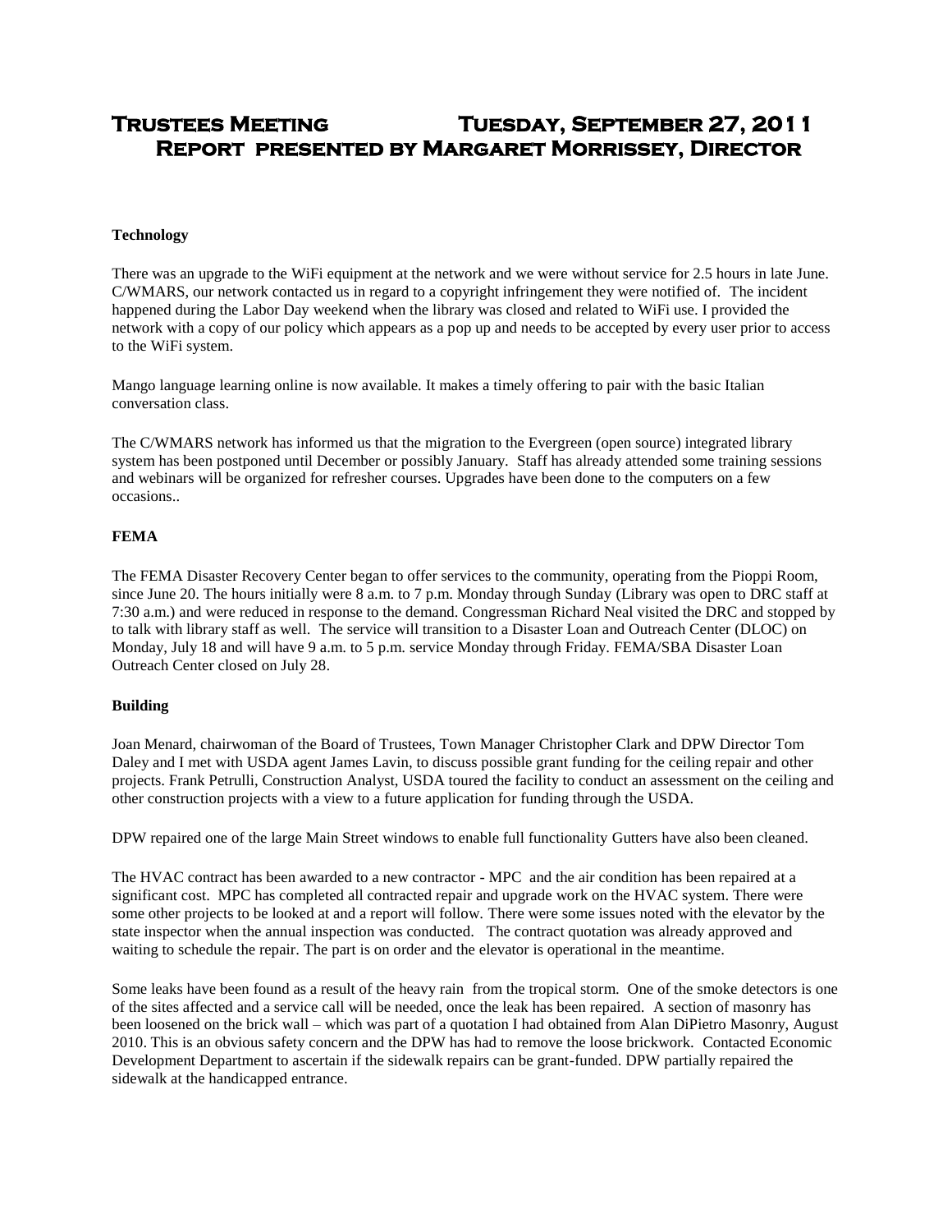# Trustees Meeting Tuesday, September 27, 2011
## Report presented by Margaret Morrissey, Director

**Technology**

There was an upgrade to the WiFi equipment at the network and we were without service for 2.5 hours in late June. C/WMARS, our network contacted us in regard to a copyright infringement they were notified of. The incident happened during the Labor Day weekend when the library was closed and related to WiFi use. I provided the network with a copy of our policy which appears as a pop up and needs to be accepted by every user prior to access to the WiFi system.

Mango language learning online is now available. It makes a timely offering to pair with the basic Italian conversation class.

The C/WMARS network has informed us that the migration to the Evergreen (open source) integrated library system has been postponed until December or possibly January. Staff has already attended some training sessions and webinars will be organized for refresher courses. Upgrades have been done to the computers on a few occasions..

**FEMA**

The FEMA Disaster Recovery Center began to offer services to the community, operating from the Pioppi Room, since June 20. The hours initially were 8 a.m. to 7 p.m. Monday through Sunday (Library was open to DRC staff at 7:30 a.m.) and were reduced in response to the demand. Congressman Richard Neal visited the DRC and stopped by to talk with library staff as well. The service will transition to a Disaster Loan and Outreach Center (DLOC) on Monday, July 18 and will have 9 a.m. to 5 p.m. service Monday through Friday. FEMA/SBA Disaster Loan Outreach Center closed on July 28.

**Building**

Joan Menard, chairwoman of the Board of Trustees, Town Manager Christopher Clark and DPW Director Tom Daley and I met with USDA agent James Lavin, to discuss possible grant funding for the ceiling repair and other projects. Frank Petrulli, Construction Analyst, USDA toured the facility to conduct an assessment on the ceiling and other construction projects with a view to a future application for funding through the USDA.

DPW repaired one of the large Main Street windows to enable full functionality Gutters have also been cleaned.

The HVAC contract has been awarded to a new contractor - MPC and the air condition has been repaired at a significant cost. MPC has completed all contracted repair and upgrade work on the HVAC system. There were some other projects to be looked at and a report will follow. There were some issues noted with the elevator by the state inspector when the annual inspection was conducted. The contract quotation was already approved and waiting to schedule the repair. The part is on order and the elevator is operational in the meantime.

Some leaks have been found as a result of the heavy rain from the tropical storm. One of the smoke detectors is one of the sites affected and a service call will be needed, once the leak has been repaired. A section of masonry has been loosened on the brick wall – which was part of a quotation I had obtained from Alan DiPietro Masonry, August 2010. This is an obvious safety concern and the DPW has had to remove the loose brickwork. Contacted Economic Development Department to ascertain if the sidewalk repairs can be grant-funded. DPW partially repaired the sidewalk at the handicapped entrance.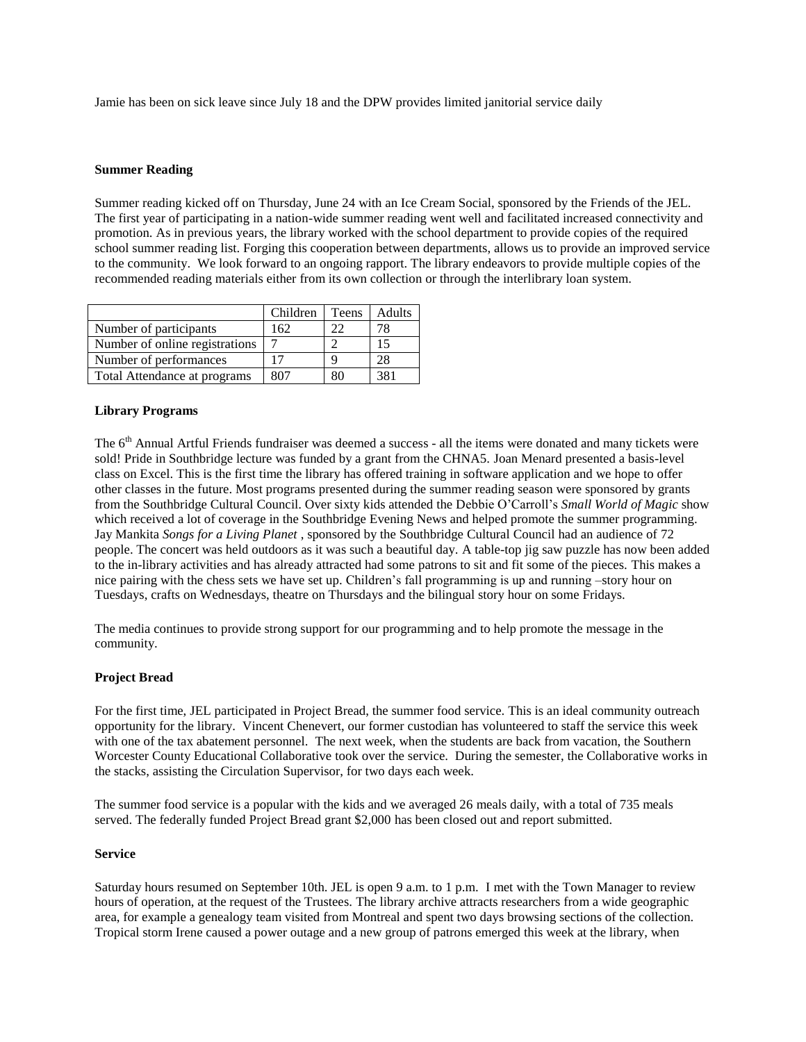Jamie has been on sick leave since July 18 and the DPW provides limited janitorial service daily

### Summer Reading

Summer reading kicked off on Thursday, June 24 with an Ice Cream Social, sponsored by the Friends of the JEL. The first year of participating in a nation-wide summer reading went well and facilitated increased connectivity and promotion. As in previous years, the library worked with the school department to provide copies of the required school summer reading list. Forging this cooperation between departments, allows us to provide an improved service to the community. We look forward to an ongoing rapport. The library endeavors to provide multiple copies of the recommended reading materials either from its own collection or through the interlibrary loan system.

| | Children | Teens | Adults |
|---|---|---|---|
| Number of participants | 162 | 22 | 78 |
| Number of online registrations | 7 | 2 | 15 |
| Number of performances | 17 | 9 | 28 |
| Total Attendance at programs | 807 | 80 | 381 |

### Library Programs

The 6th Annual Artful Friends fundraiser was deemed a success - all the items were donated and many tickets were sold! Pride in Southbridge lecture was funded by a grant from the CHNA5. Joan Menard presented a basis-level class on Excel. This is the first time the library has offered training in software application and we hope to offer other classes in the future. Most programs presented during the summer reading season were sponsored by grants from the Southbridge Cultural Council. Over sixty kids attended the Debbie O'Carroll's *Small World of Magic* show which received a lot of coverage in the Southbridge Evening News and helped promote the summer programming. Jay Mankita *Songs for a Living Planet* , sponsored by the Southbridge Cultural Council had an audience of 72 people. The concert was held outdoors as it was such a beautiful day. A table-top jig saw puzzle has now been added to the in-library activities and has already attracted had some patrons to sit and fit some of the pieces. This makes a nice pairing with the chess sets we have set up. Children's fall programming is up and running –story hour on Tuesdays, crafts on Wednesdays, theatre on Thursdays and the bilingual story hour on some Fridays.

The media continues to provide strong support for our programming and to help promote the message in the community.

### Project Bread

For the first time, JEL participated in Project Bread, the summer food service. This is an ideal community outreach opportunity for the library. Vincent Chenevert, our former custodian has volunteered to staff the service this week with one of the tax abatement personnel. The next week, when the students are back from vacation, the Southern Worcester County Educational Collaborative took over the service. During the semester, the Collaborative works in the stacks, assisting the Circulation Supervisor, for two days each week.

The summer food service is a popular with the kids and we averaged 26 meals daily, with a total of 735 meals served. The federally funded Project Bread grant $2,000 has been closed out and report submitted.

### Service

Saturday hours resumed on September 10th. JEL is open 9 a.m. to 1 p.m. I met with the Town Manager to review hours of operation, at the request of the Trustees. The library archive attracts researchers from a wide geographic area, for example a genealogy team visited from Montreal and spent two days browsing sections of the collection. Tropical storm Irene caused a power outage and a new group of patrons emerged this week at the library, when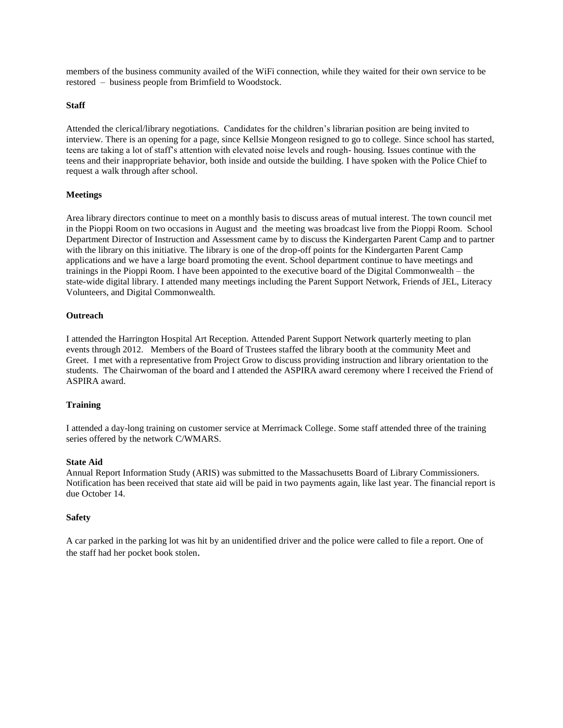members of the business community availed of the WiFi connection, while they waited for their own service to be restored – business people from Brimfield to Woodstock.

**Staff**

Attended the clerical/library negotiations. Candidates for the children's librarian position are being invited to interview. There is an opening for a page, since Kellsie Mongeon resigned to go to college. Since school has started, teens are taking a lot of staff's attention with elevated noise levels and rough- housing. Issues continue with the teens and their inappropriate behavior, both inside and outside the building. I have spoken with the Police Chief to request a walk through after school.

**Meetings**

Area library directors continue to meet on a monthly basis to discuss areas of mutual interest. The town council met in the Pioppi Room on two occasions in August and the meeting was broadcast live from the Pioppi Room. School Department Director of Instruction and Assessment came by to discuss the Kindergarten Parent Camp and to partner with the library on this initiative. The library is one of the drop-off points for the Kindergarten Parent Camp applications and we have a large board promoting the event. School department continue to have meetings and trainings in the Pioppi Room. I have been appointed to the executive board of the Digital Commonwealth – the state-wide digital library. I attended many meetings including the Parent Support Network, Friends of JEL, Literacy Volunteers, and Digital Commonwealth.

**Outreach**

I attended the Harrington Hospital Art Reception. Attended Parent Support Network quarterly meeting to plan events through 2012. Members of the Board of Trustees staffed the library booth at the community Meet and Greet. I met with a representative from Project Grow to discuss providing instruction and library orientation to the students. The Chairwoman of the board and I attended the ASPIRA award ceremony where I received the Friend of ASPIRA award.

**Training**

I attended a day-long training on customer service at Merrimack College. Some staff attended three of the training series offered by the network C/WMARS.

**State Aid**

Annual Report Information Study (ARIS) was submitted to the Massachusetts Board of Library Commissioners. Notification has been received that state aid will be paid in two payments again, like last year. The financial report is due October 14.

**Safety**

A car parked in the parking lot was hit by an unidentified driver and the police were called to file a report. One of the staff had her pocket book stolen.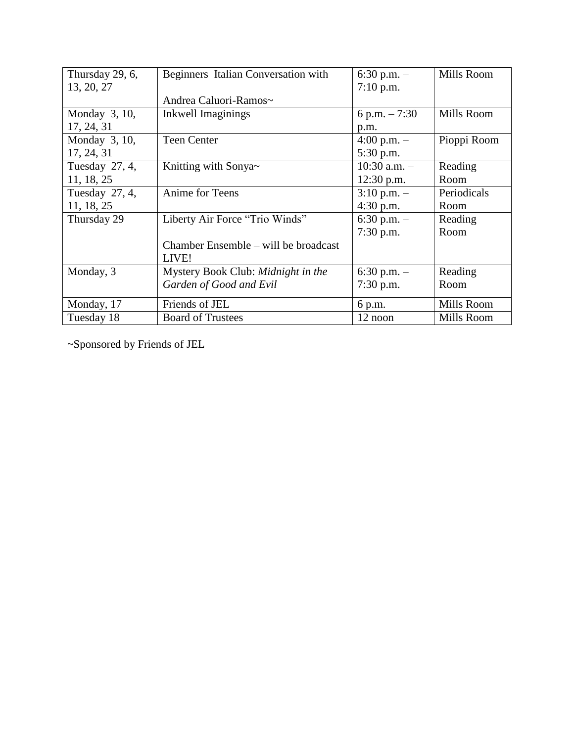| | | | |
|---|---|---|---|
| Thursday 29, 6, 13, 20, 27 | Beginners Italian Conversation with Andrea Caluori-Ramos~ | 6:30 p.m. – 7:10 p.m. | Mills Room |
| Monday 3, 10, 17, 24, 31 | Inkwell Imaginings | 6 p.m. – 7:30 p.m. | Mills Room |
| Monday 3, 10, 17, 24, 31 | Teen Center | 4:00 p.m. – 5:30 p.m. | Pioppi Room |
| Tuesday 27, 4, 11, 18, 25 | Knitting with Sonya~ | 10:30 a.m. – 12:30 p.m. | Reading Room |
| Tuesday 27, 4, 11, 18, 25 | Anime for Teens | 3:10 p.m. – 4:30 p.m. | Periodicals Room |
| Thursday 29 | Liberty Air Force "Trio Winds" Chamber Ensemble – will be broadcast LIVE! | 6:30 p.m. – 7:30 p.m. | Reading Room |
| Monday, 3 | Mystery Book Club: *Midnight in the Garden of Good and Evil* | 6:30 p.m. – 7:30 p.m. | Reading Room |
| Monday, 17 | Friends of JEL | 6 p.m. | Mills Room |
| Tuesday 18 | Board of Trustees | 12 noon | Mills Room |

~Sponsored by Friends of JEL